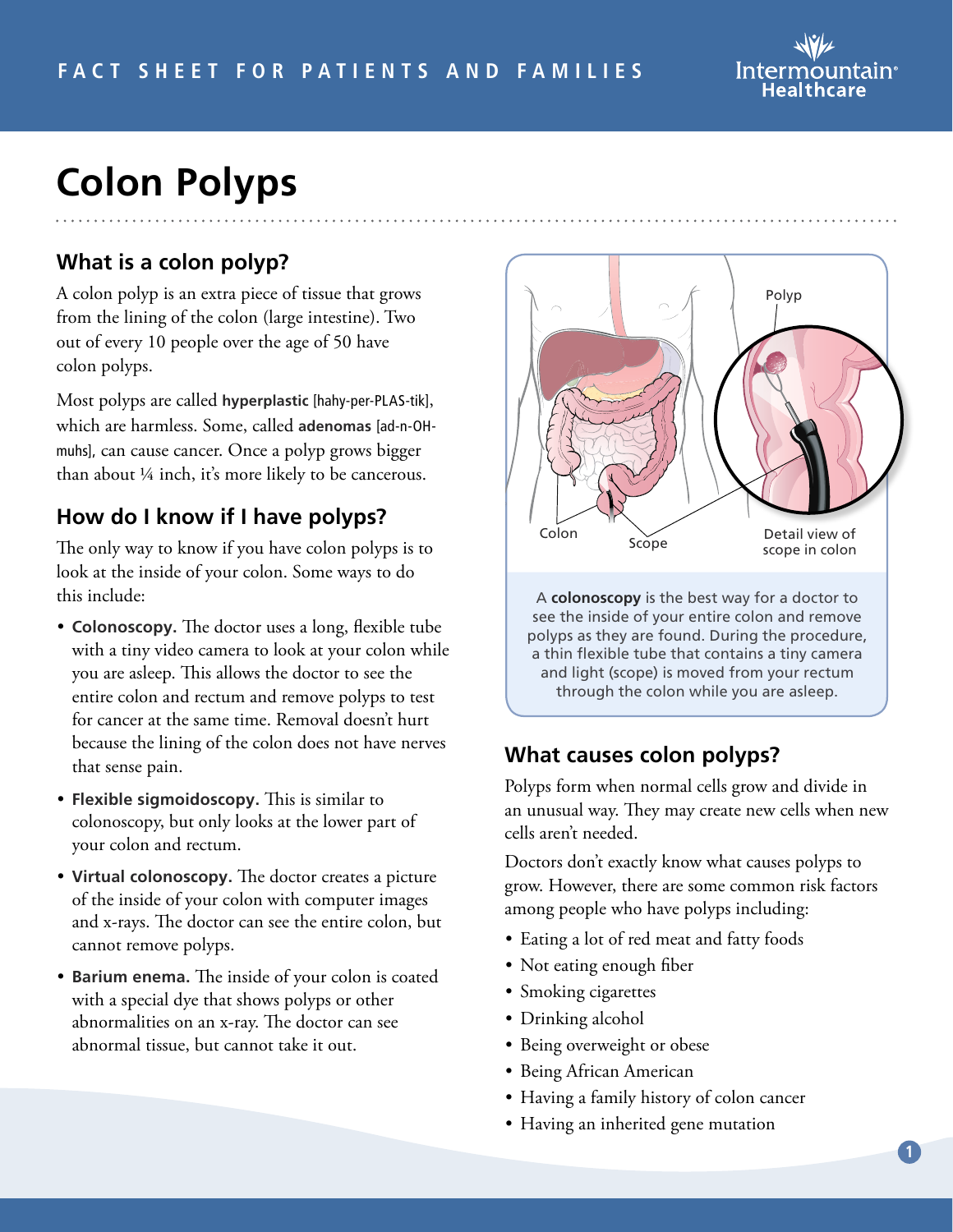# Colon Polyps

## What is a colon polyp?

A colon polyp is an extra piece of tissue that grows from the lining of the colon (large intestine). Two out of every 10 people over the age of 50 have colon polyps.

Most polyps are called **hyperplastic** [hahy-per-PLAS-tik], which are harmless. Some, called **adenomas** [ad-n-OH-muhs], can cause cancer. Once a polyp grows bigger than about ¼ inch, it's more likely to be cancerous.

## How do I know if I have polyps?

The only way to know if you have colon polyps is to look at the inside of your colon. Some ways to do this include:

- **Colonoscopy.** The doctor uses a long, flexible tube with a tiny video camera to look at your colon while you are asleep. This allows the doctor to see the entire colon and rectum and remove polyps to test for cancer at the same time. Removal doesn't hurt because the lining of the colon does not have nerves that sense pain.
- **Flexible sigmoidoscopy.** This is similar to colonoscopy, but only looks at the lower part of your colon and rectum.
- **Virtual colonoscopy.** The doctor creates a picture of the inside of your colon with computer images and x-rays. The doctor can see the entire colon, but cannot remove polyps.
- **Barium enema.** The inside of your colon is coated with a special dye that shows polyps or other abnormalities on an x-ray. The doctor can see abnormal tissue, but cannot take it out.

Polyp

Colon

Scope

Detail view of scope in colon

A **colonoscopy** is the best way for a doctor to see the inside of your entire colon and remove polyps as they are found. During the procedure, a thin flexible tube that contains a tiny camera and light (scope) is moved from your rectum through the colon while you are asleep.

## What causes colon polyps?

Polyps form when normal cells grow and divide in an unusual way. They may create new cells when new cells aren't needed.

Doctors don't exactly know what causes polyps to grow. However, there are some common risk factors among people who have polyps including:

- Eating a lot of red meat and fatty foods
- Not eating enough fiber
- Smoking cigarettes
- Drinking alcohol
- Being overweight or obese
- Being African American
- Having a family history of colon cancer
- Having an inherited gene mutation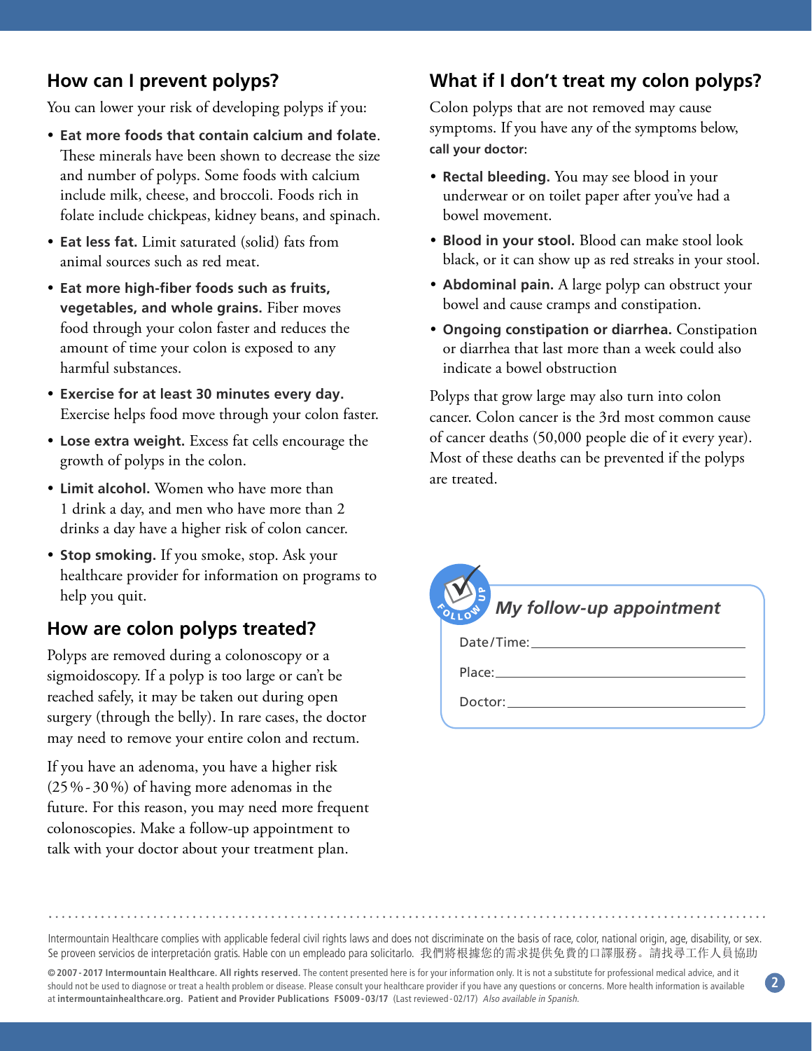## How can I prevent polyps?

You can lower your risk of developing polyps if you:

- **Eat more foods that contain calcium and folate**. These minerals have been shown to decrease the size and number of polyps. Some foods with calcium include milk, cheese, and broccoli. Foods rich in folate include chickpeas, kidney beans, and spinach.
- **Eat less fat.** Limit saturated (solid) fats from animal sources such as red meat.
- **Eat more high-fiber foods such as fruits, vegetables, and whole grains.** Fiber moves food through your colon faster and reduces the amount of time your colon is exposed to any harmful substances.
- **Exercise for at least 30 minutes every day.** Exercise helps food move through your colon faster.
- **Lose extra weight.** Excess fat cells encourage the growth of polyps in the colon.
- **Limit alcohol.** Women who have more than 1 drink a day, and men who have more than 2 drinks a day have a higher risk of colon cancer.
- **Stop smoking.** If you smoke, stop. Ask your healthcare provider for information on programs to help you quit.

## How are colon polyps treated?

Polyps are removed during a colonoscopy or a sigmoidoscopy. If a polyp is too large or can't be reached safely, it may be taken out during open surgery (through the belly). In rare cases, the doctor may need to remove your entire colon and rectum.

If you have an adenoma, you have a higher risk (25%-30%) of having more adenomas in the future. For this reason, you may need more frequent colonoscopies. Make a follow-up appointment to talk with your doctor about your treatment plan.

## What if I don't treat my colon polyps?

Colon polyps that are not removed may cause symptoms. If you have any of the symptoms below, **call your doctor**:

- **Rectal bleeding.** You may see blood in your underwear or on toilet paper after you've had a bowel movement.
- **Blood in your stool.** Blood can make stool look black, or it can show up as red streaks in your stool.
- **Abdominal pain.** A large polyp can obstruct your bowel and cause cramps and constipation.
- **Ongoing constipation or diarrhea.** Constipation or diarrhea that last more than a week could also indicate a bowel obstruction

Polyps that grow large may also turn into colon cancer. Colon cancer is the 3rd most common cause of cancer deaths (50,000 people die of it every year). Most of these deaths can be prevented if the polyps are treated.

FOLLOW UP

### *My follow-up appointment*

Date/Time: ______________________

Place: ______________________

Doctor: ______________________

---

Intermountain Healthcare complies with applicable federal civil rights laws and does not discriminate on the basis of race, color, national origin, age, disability, or sex. Se proveen servicios de interpretación gratis. Hable con un empleado para solicitarlo. 我們將根據您的需求提供免費的口譯服務。請找尋工作人員協助

**© 2007-2017 Intermountain Healthcare. All rights reserved.** The content presented here is for your information only. It is not a substitute for professional medical advice, and it should not be used to diagnose or treat a health problem or disease. Please consult your healthcare provider if you have any questions or concerns. More health information is available at **intermountainhealthcare.org. Patient and Provider Publications FS009-03/17** (Last reviewed-02/17) *Also available in Spanish.*